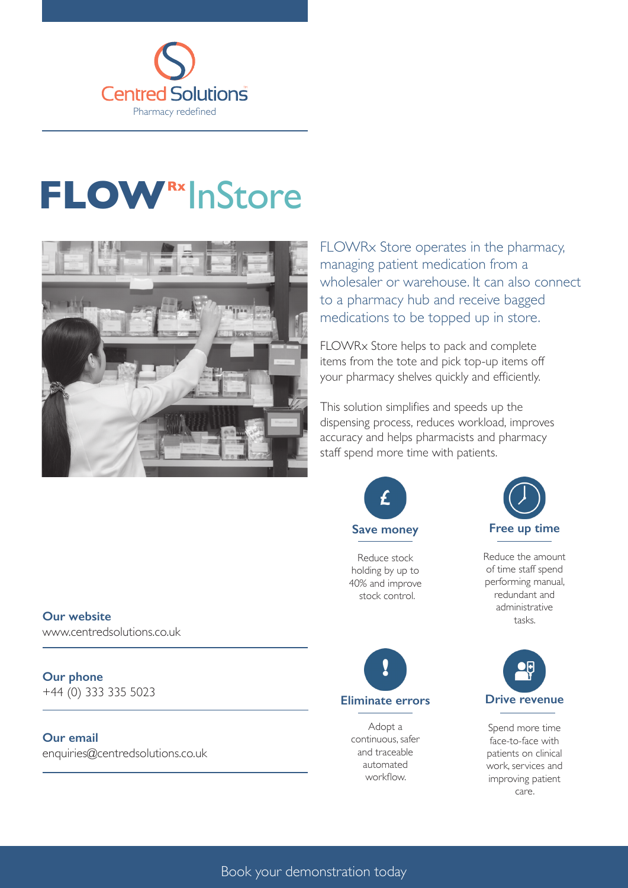Centred Solutions

Pharmacy redefined

# FLOW$^{Rx}$ InStore

FLOWRx Store operates in the pharmacy, managing patient medication from a wholesaler or warehouse. It can also connect to a pharmacy hub and receive bagged medications to be topped up in store.

FLOWRx Store helps to pack and complete items from the tote and pick top-up items off your pharmacy shelves quickly and efficiently.

This solution simplifies and speeds up the dispensing process, reduces workload, improves accuracy and helps pharmacists and pharmacy staff spend more time with patients.

### Save money

Reduce stock holding by up to 40% and improve stock control.

### Free up time

Reduce the amount of time staff spend performing manual, redundant and administrative tasks.

### Eliminate errors

Adopt a continuous, safer and traceable automated workflow.

### Drive revenue

Spend more time face-to-face with patients on clinical work, services and improving patient care.

**Our website**
www.centredsolutions.co.uk

**Our phone**
+44 (0) 333 335 5023

**Our email**
enquiries@centredsolutions.co.uk

Book your demonstration today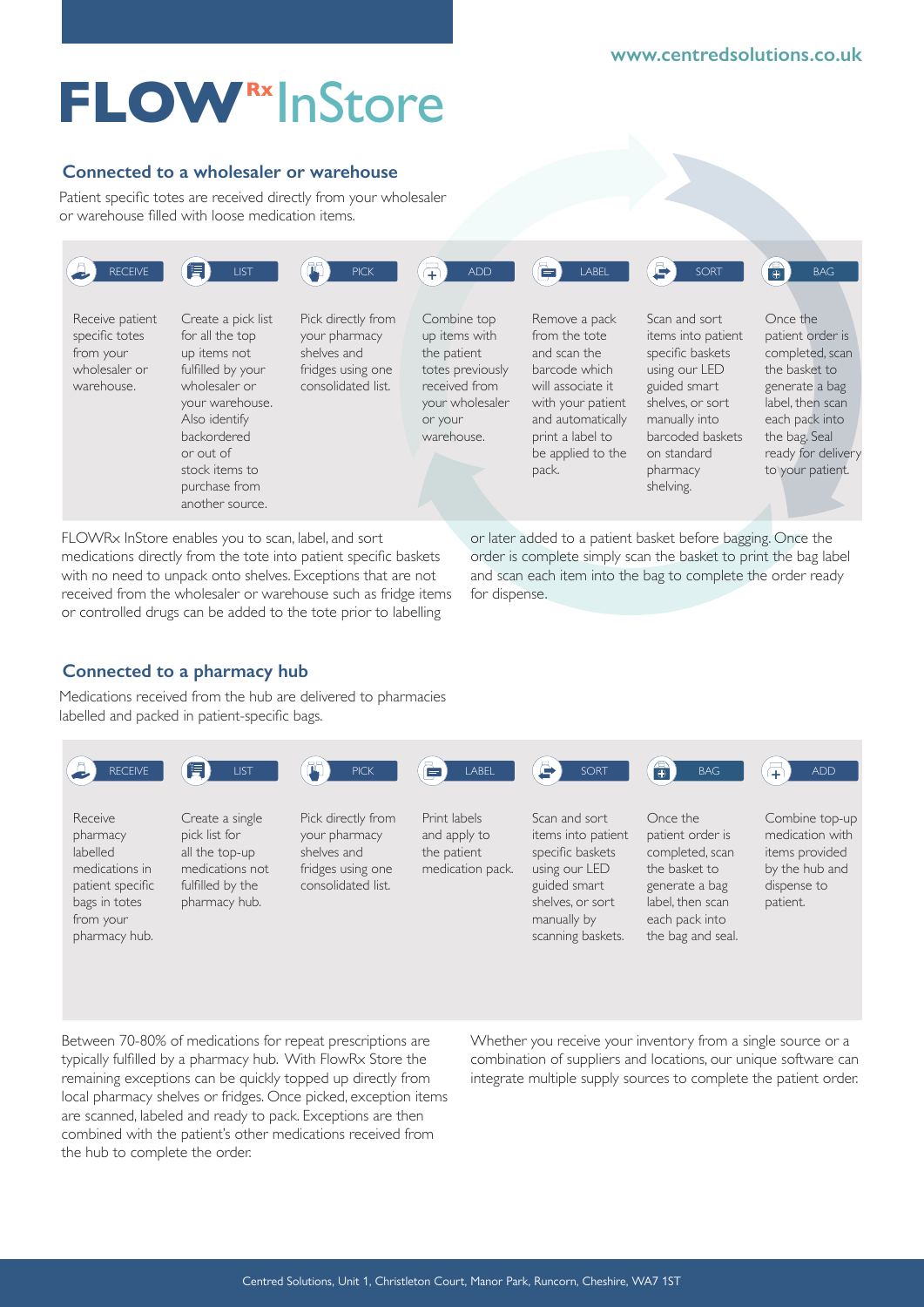www.centredsolutions.co.uk

# FLOW[Rx] InStore

## Connected to a wholesaler or warehouse

Patient specific totes are received directly from your wholesaler or warehouse filled with loose medication items.

| RECEIVE | LIST | PICK | ADD | LABEL | SORT | BAG |
|---|---|---|---|---|---|---|
| Receive patient specific totes from your wholesaler or warehouse. | Create a pick list for all the top up items not fulfilled by your wholesaler or your warehouse. Also identify backordered or out of stock items to purchase from another source. | Pick directly from your pharmacy shelves and fridges using one consolidated list. | Combine top up items with the patient totes previously received from your wholesaler or your warehouse. | Remove a pack from the tote and scan the barcode which will associate it with your patient and automatically print a label to be applied to the pack. | Scan and sort items into patient specific baskets using our LED guided smart shelves, or sort manually into barcoded baskets on standard pharmacy shelving. | Once the patient order is completed, scan the basket to generate a bag label, then scan each pack into the bag. Seal ready for delivery to your patient. |

FLOWRx InStore enables you to scan, label, and sort medications directly from the tote into patient specific baskets with no need to unpack onto shelves. Exceptions that are not received from the wholesaler or warehouse such as fridge items or controlled drugs can be added to the tote prior to labelling or later added to a patient basket before bagging. Once the order is complete simply scan the basket to print the bag label and scan each item into the bag to complete the order ready for dispense.

## Connected to a pharmacy hub

Medications received from the hub are delivered to pharmacies labelled and packed in patient-specific bags.

| RECEIVE | LIST | PICK | LABEL | SORT | BAG | ADD |
|---|---|---|---|---|---|---|
| Receive pharmacy labelled medications in patient specific bags in totes from your pharmacy hub. | Create a single pick list for all the top-up medications not fulfilled by the pharmacy hub. | Pick directly from your pharmacy shelves and fridges using one consolidated list. | Print labels and apply to the patient medication pack. | Scan and sort items into patient specific baskets using our LED guided smart shelves, or sort manually by scanning baskets. | Once the patient order is completed, scan the basket to generate a bag label, then scan each pack into the bag and seal. | Combine top-up medication with items provided by the hub and dispense to patient. |

Between 70-80% of medications for repeat prescriptions are typically fulfilled by a pharmacy hub. With FlowRx Store the remaining exceptions can be quickly topped up directly from local pharmacy shelves or fridges. Once picked, exception items are scanned, labeled and ready to pack. Exceptions are then combined with the patient's other medications received from the hub to complete the order.

Whether you receive your inventory from a single source or a combination of suppliers and locations, our unique software can integrate multiple supply sources to complete the patient order.

Centred Solutions, Unit 1, Christleton Court, Manor Park, Runcorn, Cheshire, WA7 1ST